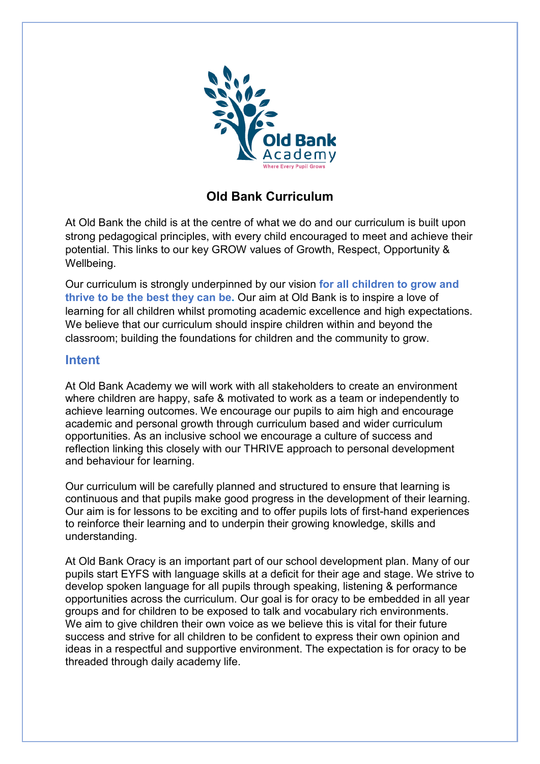# Old Bank Curriculum

At Old Bank the child is at the centre of what we do and our curriculum is built upon strong pedagogical principles, with every child encouraged to meet and achieve their potential. This links to our key GROW values of Growth, Respect, Opportunity & Wellbeing.

Our curriculum is strongly underpinned by our vision **for all children to grow and thrive to be the best they can be.** Our aim at Old Bank is to inspire a love of learning for all children whilst promoting academic excellence and high expectations. We believe that our curriculum should inspire children within and beyond the classroom; building the foundations for children and the community to grow.

## Intent

At Old Bank Academy we will work with all stakeholders to create an environment where children are happy, safe & motivated to work as a team or independently to achieve learning outcomes. We encourage our pupils to aim high and encourage academic and personal growth through curriculum based and wider curriculum opportunities. As an inclusive school we encourage a culture of success and reflection linking this closely with our THRIVE approach to personal development and behaviour for learning.

Our curriculum will be carefully planned and structured to ensure that learning is continuous and that pupils make good progress in the development of their learning. Our aim is for lessons to be exciting and to offer pupils lots of first-hand experiences to reinforce their learning and to underpin their growing knowledge, skills and understanding.

At Old Bank Oracy is an important part of our school development plan. Many of our pupils start EYFS with language skills at a deficit for their age and stage. We strive to develop spoken language for all pupils through speaking, listening & performance opportunities across the curriculum. Our goal is for oracy to be embedded in all year groups and for children to be exposed to talk and vocabulary rich environments. We aim to give children their own voice as we believe this is vital for their future success and strive for all children to be confident to express their own opinion and ideas in a respectful and supportive environment. The expectation is for oracy to be threaded through daily academy life.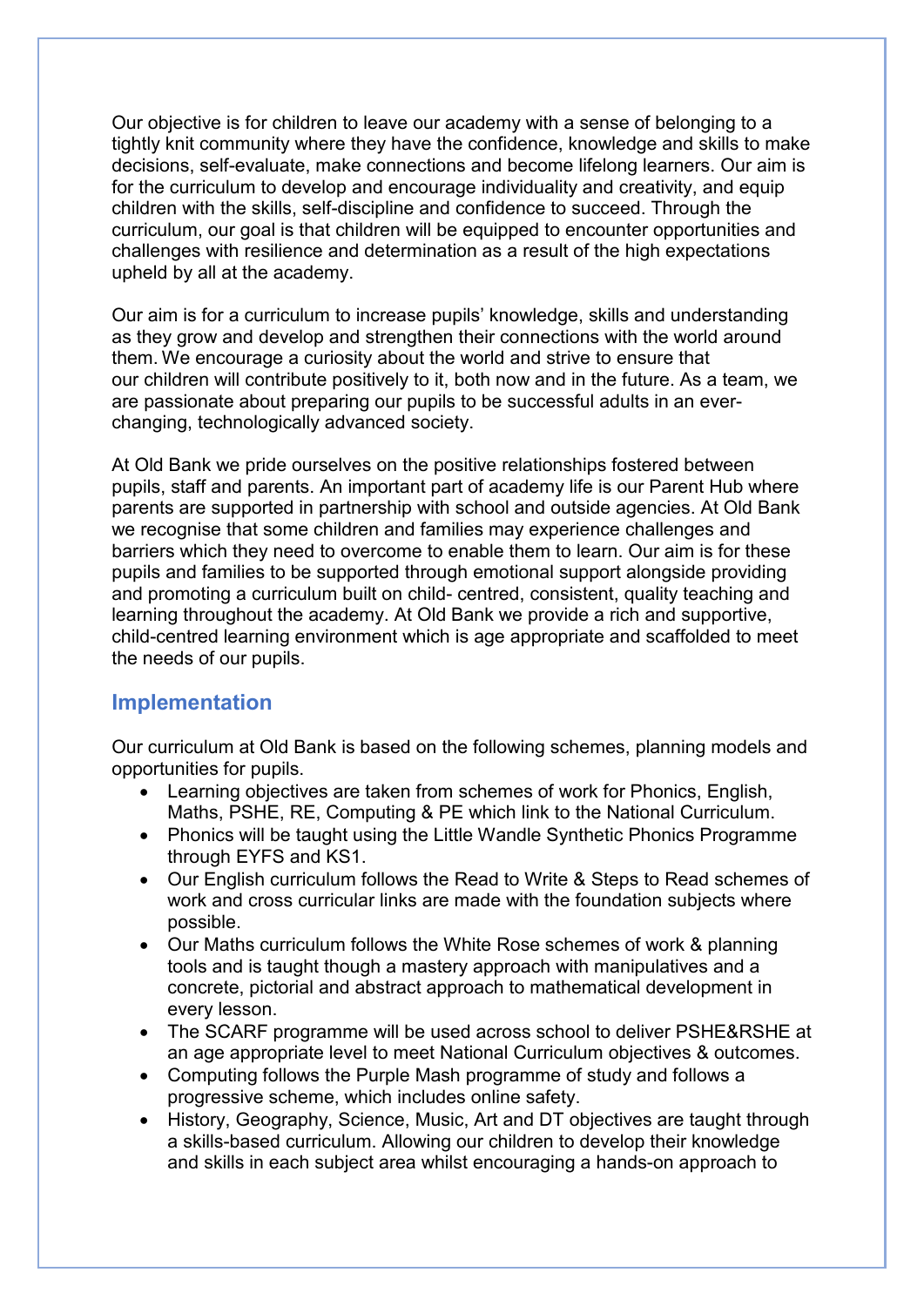Our objective is for children to leave our academy with a sense of belonging to a tightly knit community where they have the confidence, knowledge and skills to make decisions, self-evaluate, make connections and become lifelong learners. Our aim is for the curriculum to develop and encourage individuality and creativity, and equip children with the skills, self-discipline and confidence to succeed. Through the curriculum, our goal is that children will be equipped to encounter opportunities and challenges with resilience and determination as a result of the high expectations upheld by all at the academy.

Our aim is for a curriculum to increase pupils' knowledge, skills and understanding as they grow and develop and strengthen their connections with the world around them. We encourage a curiosity about the world and strive to ensure that our children will contribute positively to it, both now and in the future. As a team, we are passionate about preparing our pupils to be successful adults in an ever-changing, technologically advanced society.

At Old Bank we pride ourselves on the positive relationships fostered between pupils, staff and parents. An important part of academy life is our Parent Hub where parents are supported in partnership with school and outside agencies. At Old Bank we recognise that some children and families may experience challenges and barriers which they need to overcome to enable them to learn. Our aim is for these pupils and families to be supported through emotional support alongside providing and promoting a curriculum built on child- centred, consistent, quality teaching and learning throughout the academy. At Old Bank we provide a rich and supportive, child-centred learning environment which is age appropriate and scaffolded to meet the needs of our pupils.

## Implementation

Our curriculum at Old Bank is based on the following schemes, planning models and opportunities for pupils.

- Learning objectives are taken from schemes of work for Phonics, English, Maths, PSHE, RE, Computing & PE which link to the National Curriculum.
- Phonics will be taught using the Little Wandle Synthetic Phonics Programme through EYFS and KS1.
- Our English curriculum follows the Read to Write & Steps to Read schemes of work and cross curricular links are made with the foundation subjects where possible.
- Our Maths curriculum follows the White Rose schemes of work & planning tools and is taught though a mastery approach with manipulatives and a concrete, pictorial and abstract approach to mathematical development in every lesson.
- The SCARF programme will be used across school to deliver PSHE&RSHE at an age appropriate level to meet National Curriculum objectives & outcomes.
- Computing follows the Purple Mash programme of study and follows a progressive scheme, which includes online safety.
- History, Geography, Science, Music, Art and DT objectives are taught through a skills-based curriculum. Allowing our children to develop their knowledge and skills in each subject area whilst encouraging a hands-on approach to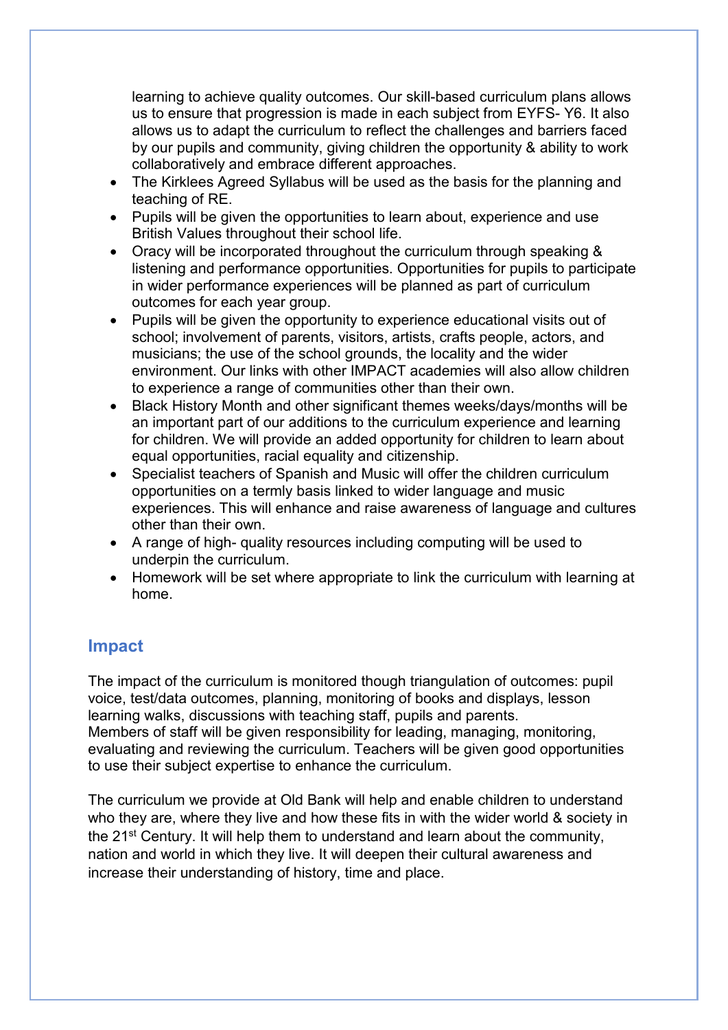learning to achieve quality outcomes. Our skill-based curriculum plans allows us to ensure that progression is made in each subject from EYFS- Y6. It also allows us to adapt the curriculum to reflect the challenges and barriers faced by our pupils and community, giving children the opportunity & ability to work collaboratively and embrace different approaches.

- The Kirklees Agreed Syllabus will be used as the basis for the planning and teaching of RE.
- Pupils will be given the opportunities to learn about, experience and use British Values throughout their school life.
- Oracy will be incorporated throughout the curriculum through speaking & listening and performance opportunities. Opportunities for pupils to participate in wider performance experiences will be planned as part of curriculum outcomes for each year group.
- Pupils will be given the opportunity to experience educational visits out of school; involvement of parents, visitors, artists, crafts people, actors, and musicians; the use of the school grounds, the locality and the wider environment. Our links with other IMPACT academies will also allow children to experience a range of communities other than their own.
- Black History Month and other significant themes weeks/days/months will be an important part of our additions to the curriculum experience and learning for children. We will provide an added opportunity for children to learn about equal opportunities, racial equality and citizenship.
- Specialist teachers of Spanish and Music will offer the children curriculum opportunities on a termly basis linked to wider language and music experiences. This will enhance and raise awareness of language and cultures other than their own.
- A range of high- quality resources including computing will be used to underpin the curriculum.
- Homework will be set where appropriate to link the curriculum with learning at home.

## Impact

The impact of the curriculum is monitored though triangulation of outcomes: pupil voice, test/data outcomes, planning, monitoring of books and displays, lesson learning walks, discussions with teaching staff, pupils and parents.
Members of staff will be given responsibility for leading, managing, monitoring, evaluating and reviewing the curriculum. Teachers will be given good opportunities to use their subject expertise to enhance the curriculum.

The curriculum we provide at Old Bank will help and enable children to understand who they are, where they live and how these fits in with the wider world & society in the 21st Century. It will help them to understand and learn about the community, nation and world in which they live. It will deepen their cultural awareness and increase their understanding of history, time and place.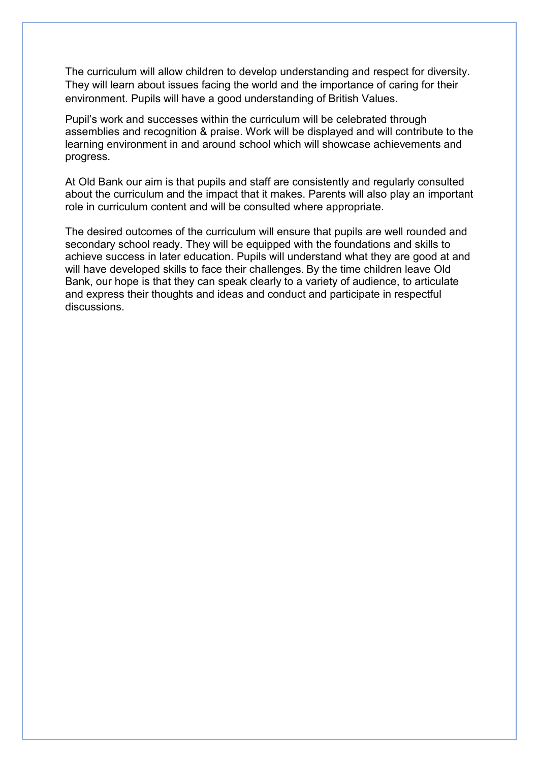The curriculum will allow children to develop understanding and respect for diversity. They will learn about issues facing the world and the importance of caring for their environment. Pupils will have a good understanding of British Values.

Pupil's work and successes within the curriculum will be celebrated through assemblies and recognition & praise. Work will be displayed and will contribute to the learning environment in and around school which will showcase achievements and progress.

At Old Bank our aim is that pupils and staff are consistently and regularly consulted about the curriculum and the impact that it makes. Parents will also play an important role in curriculum content and will be consulted where appropriate.

The desired outcomes of the curriculum will ensure that pupils are well rounded and secondary school ready. They will be equipped with the foundations and skills to achieve success in later education. Pupils will understand what they are good at and will have developed skills to face their challenges. By the time children leave Old Bank, our hope is that they can speak clearly to a variety of audience, to articulate and express their thoughts and ideas and conduct and participate in respectful discussions.